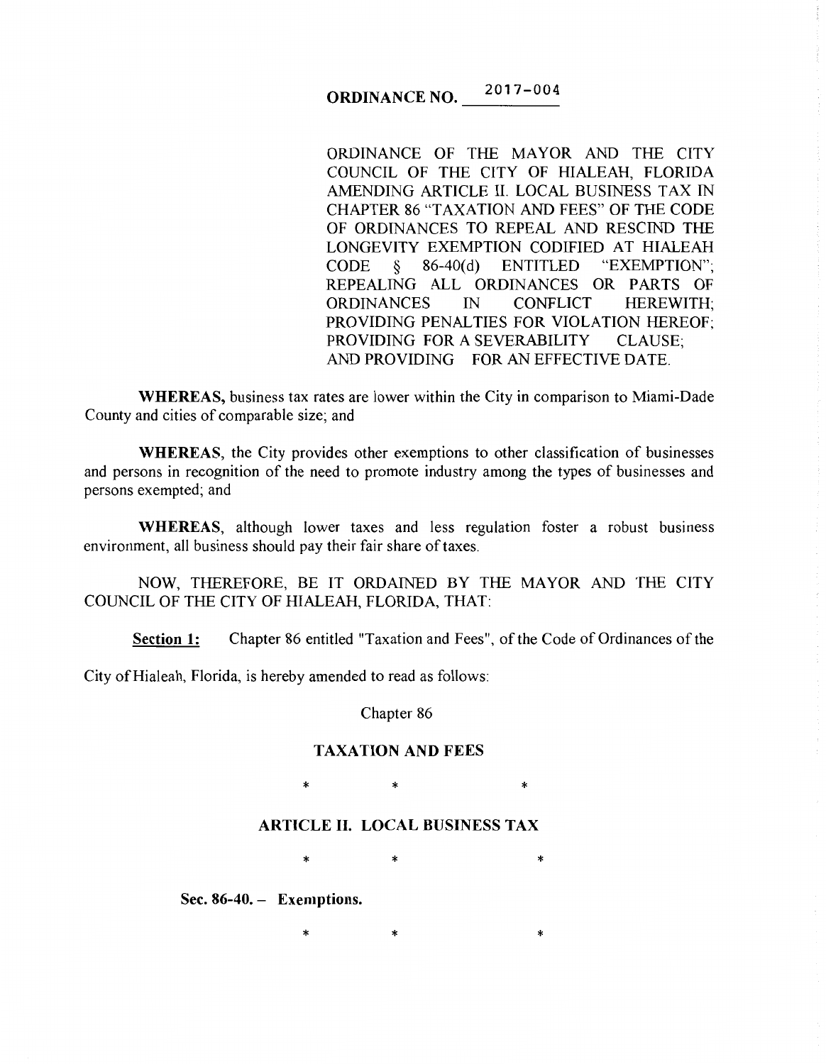# ORDINANCE NO. 2017-004

ORDINANCE OF THE MAYOR AND THE CITY COUNCIL OF THE CITY OF HIALEAH, FLORIDA AMENDING ARTICLE II. LOCAL BUSINESS TAX IN CHAPTER 86 "TAXATION AND FEES" OF THE CODE OF ORDINANCES TO REPEAL AND RESCIND THE LONGEVITY EXEMPTION CODIFIED AT HIALEAH CODE § 86-40(d) ENTITLED "EXEMPTION"; REPEALING ALL ORDINANCES OR PARTS OF ORDINANCES IN CONFLICT HEREWITH; PROVIDING PENALTIES FOR VIOLATION HEREOF; PROVIDING FOR A SEVERABILITY CLAUSE; AND PROVIDING FOR AN EFFECTIVE DATE.

**WHEREAS,** business tax rates are lower within the City in comparison to Miami-Dade County and cities of comparable size; and

**WHEREAS,** the City provides other exemptions to other classification of businesses and persons in recognition of the need to promote industry among the types of businesses and persons exempted; and

**WHEREAS,** although lower taxes and less regulation foster a robust business environment, all business should pay their fair share of taxes.

NOW, THEREFORE, BE IT ORDAINED BY THE MAYOR AND THE CITY COUNCIL OF THE CITY OF HIALEAH, FLORIDA, THAT:

<u>**Section 1:**</u> Chapter 86 entitled "Taxation and Fees", of the Code of Ordinances of the City of Hialeah, Florida, is hereby amended to read as follows:

Chapter 86

**TAXATION AND FEES**

\* \* \*

**ARTICLE II. LOCAL BUSINESS TAX**

\* \* \*

**Sec. 86-40. – Exemptions.**

\* \* \*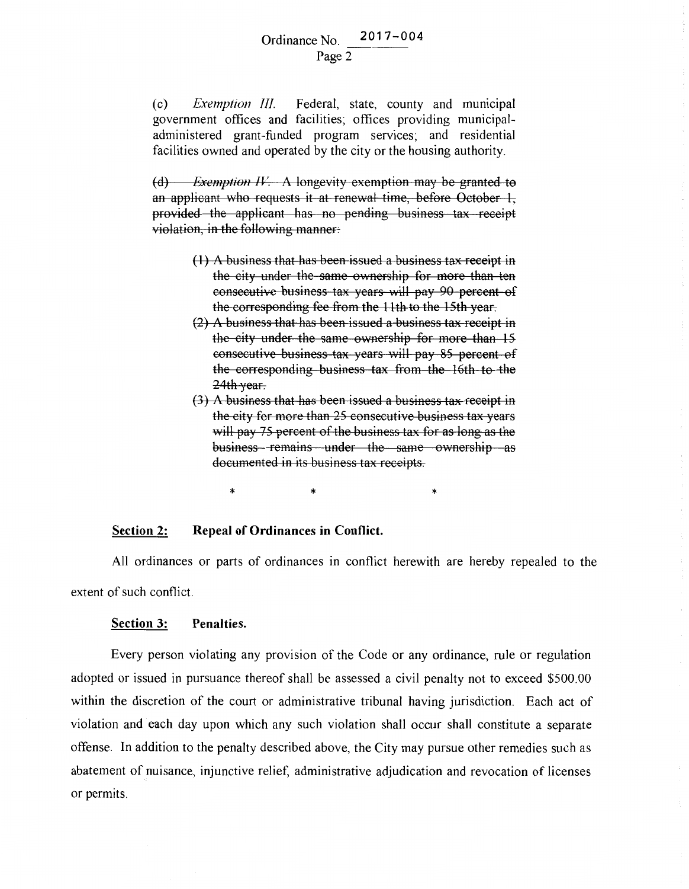(c) *Exemption III.* Federal, state, county and municipal government offices and facilities; offices providing municipal-administered grant-funded program services; and residential facilities owned and operated by the city or the housing authority.

~~(d) *Exemption IV.* A longevity exemption may be granted to an applicant who requests it at renewal time, before October 1, provided the applicant has no pending business tax receipt violation, in the following manner:~~

~~(1) A business that has been issued a business tax receipt in the city under the same ownership for more than ten consecutive business tax years will pay 90 percent of the corresponding fee from the 11th to the 15th year.~~

~~(2) A business that has been issued a business tax receipt in the city under the same ownership for more than 15 consecutive business tax years will pay 85 percent of the corresponding business tax from the 16th to the 24th year.~~

~~(3) A business that has been issued a business tax receipt in the city for more than 25 consecutive business tax years will pay 75 percent of the business tax for as long as the business remains under the same ownership as documented in its business tax receipts.~~

\* \* \*

**Section 2: Repeal of Ordinances in Conflict.**

All ordinances or parts of ordinances in conflict herewith are hereby repealed to the extent of such conflict.

**Section 3: Penalties.**

Every person violating any provision of the Code or any ordinance, rule or regulation adopted or issued in pursuance thereof shall be assessed a civil penalty not to exceed $500.00 within the discretion of the court or administrative tribunal having jurisdiction. Each act of violation and each day upon which any such violation shall occur shall constitute a separate offense. In addition to the penalty described above, the City may pursue other remedies such as abatement of nuisance, injunctive relief, administrative adjudication and revocation of licenses or permits.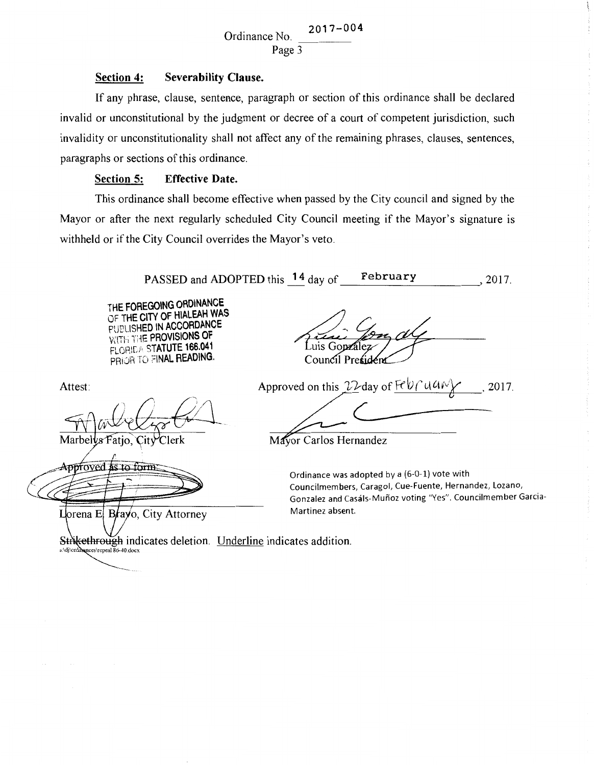Ordinance No. 2017-004

**Section 4: Severability Clause.**

If any phrase, clause, sentence, paragraph or section of this ordinance shall be declared invalid or unconstitutional by the judgment or decree of a court of competent jurisdiction, such invalidity or unconstitutionality shall not affect any of the remaining phrases, clauses, sentences, paragraphs or sections of this ordinance.

**Section 5: Effective Date.**

This ordinance shall become effective when passed by the City council and signed by the Mayor or after the next regularly scheduled City Council meeting if the Mayor's signature is withheld or if the City Council overrides the Mayor's veto.

PASSED and ADOPTED this 14 day of February, 2017.

THE FOREGOING ORDINANCE OF THE CITY OF HIALEAH WAS PUBLISHED IN ACCORDANCE WITH THE PROVISIONS OF FLORIDA STATUTE 166.041 PRIOR TO FINAL READING.

Luis Gonzalez
Council President

Attest:

Approved on this 22 day of February, 2017.

Marbelys Fatjo, City Clerk

Mayor Carlos Hernandez

Approved as to form:

Lorena E. Bravo, City Attorney

Ordinance was adopted by a (6-0-1) vote with Councilmembers, Caragol, Cue-Fuente, Hernandez, Lozano, Gonzalez and Casáls-Muñoz voting "Yes". Councilmember Garcia-Martinez absent.

~~Strikethrough~~ indicates deletion. <u>Underline</u> indicates addition.

s:\dj\ordinances\repeal 86-40.docx